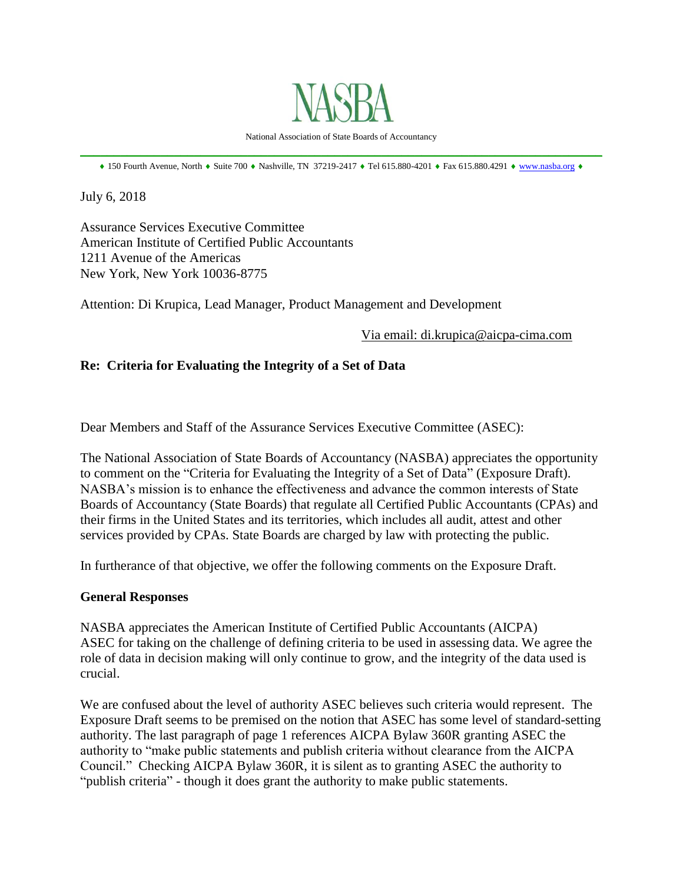# NASBA

National Association of State Boards of Accountancy

♦ 150 Fourth Avenue, North ♦ Suite 700 ♦ Nashville, TN 37219-2417 ♦ Tel 615.880-4201 ♦ Fax 615.880.4291 ♦ www.nasba.org ♦

July 6, 2018

Assurance Services Executive Committee
American Institute of Certified Public Accountants
1211 Avenue of the Americas
New York, New York 10036-8775

Attention: Di Krupica, Lead Manager, Product Management and Development

Via email: di.krupica@aicpa-cima.com

**Re: Criteria for Evaluating the Integrity of a Set of Data**

Dear Members and Staff of the Assurance Services Executive Committee (ASEC):

The National Association of State Boards of Accountancy (NASBA) appreciates the opportunity to comment on the "Criteria for Evaluating the Integrity of a Set of Data" (Exposure Draft). NASBA's mission is to enhance the effectiveness and advance the common interests of State Boards of Accountancy (State Boards) that regulate all Certified Public Accountants (CPAs) and their firms in the United States and its territories, which includes all audit, attest and other services provided by CPAs. State Boards are charged by law with protecting the public.

In furtherance of that objective, we offer the following comments on the Exposure Draft.

**General Responses**

NASBA appreciates the American Institute of Certified Public Accountants (AICPA) ASEC for taking on the challenge of defining criteria to be used in assessing data. We agree the role of data in decision making will only continue to grow, and the integrity of the data used is crucial.

We are confused about the level of authority ASEC believes such criteria would represent. The Exposure Draft seems to be premised on the notion that ASEC has some level of standard-setting authority. The last paragraph of page 1 references AICPA Bylaw 360R granting ASEC the authority to "make public statements and publish criteria without clearance from the AICPA Council." Checking AICPA Bylaw 360R, it is silent as to granting ASEC the authority to "publish criteria" - though it does grant the authority to make public statements.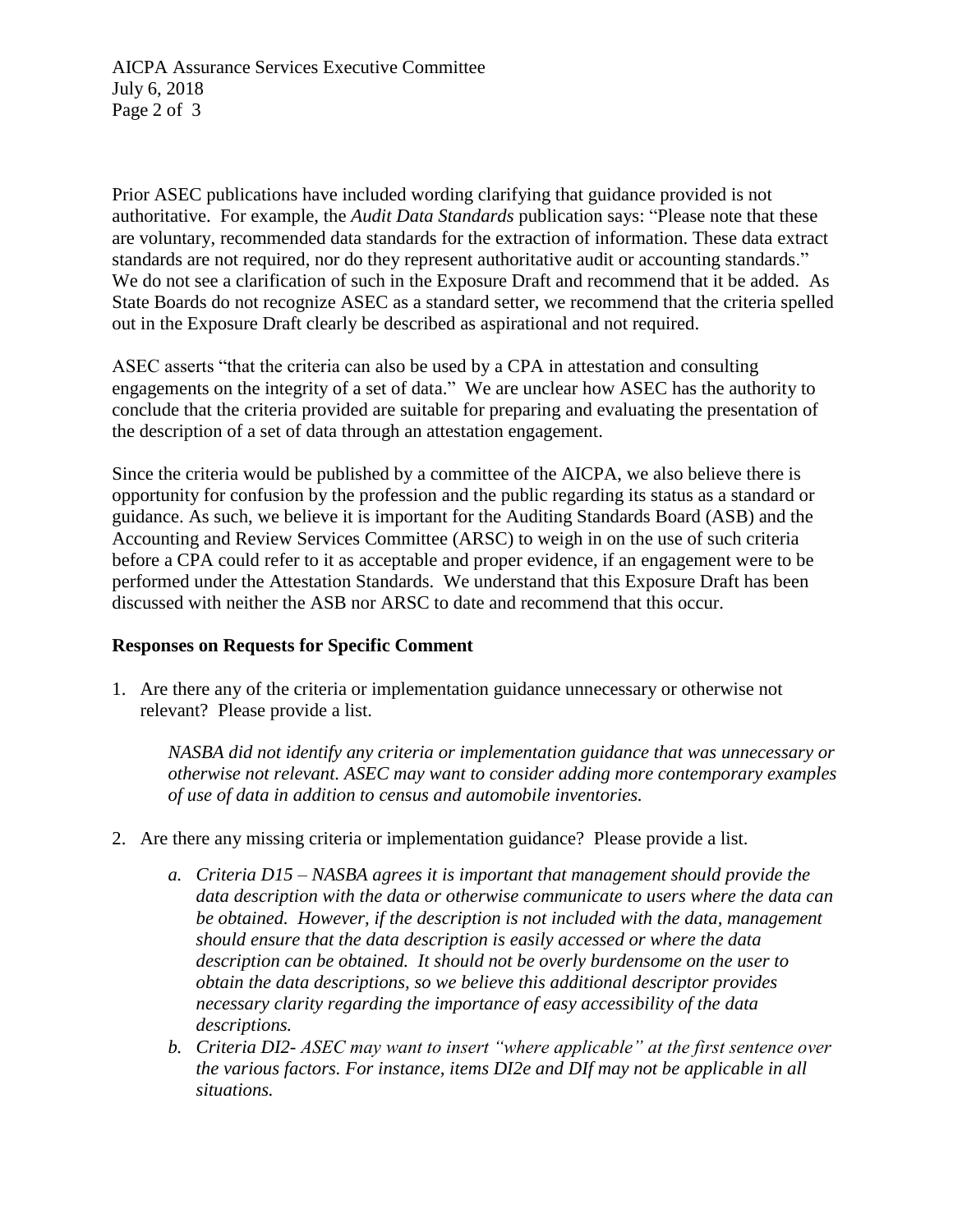Prior ASEC publications have included wording clarifying that guidance provided is not authoritative. For example, the *Audit Data Standards* publication says: "Please note that these are voluntary, recommended data standards for the extraction of information. These data extract standards are not required, nor do they represent authoritative audit or accounting standards." We do not see a clarification of such in the Exposure Draft and recommend that it be added. As State Boards do not recognize ASEC as a standard setter, we recommend that the criteria spelled out in the Exposure Draft clearly be described as aspirational and not required.

ASEC asserts "that the criteria can also be used by a CPA in attestation and consulting engagements on the integrity of a set of data." We are unclear how ASEC has the authority to conclude that the criteria provided are suitable for preparing and evaluating the presentation of the description of a set of data through an attestation engagement.

Since the criteria would be published by a committee of the AICPA, we also believe there is opportunity for confusion by the profession and the public regarding its status as a standard or guidance. As such, we believe it is important for the Auditing Standards Board (ASB) and the Accounting and Review Services Committee (ARSC) to weigh in on the use of such criteria before a CPA could refer to it as acceptable and proper evidence, if an engagement were to be performed under the Attestation Standards. We understand that this Exposure Draft has been discussed with neither the ASB nor ARSC to date and recommend that this occur.

**Responses on Requests for Specific Comment**

1. Are there any of the criteria or implementation guidance unnecessary or otherwise not relevant? Please provide a list.

   *NASBA did not identify any criteria or implementation guidance that was unnecessary or otherwise not relevant. ASEC may want to consider adding more contemporary examples of use of data in addition to census and automobile inventories.*

2. Are there any missing criteria or implementation guidance? Please provide a list.

   a. *Criteria D15 – NASBA agrees it is important that management should provide the data description with the data or otherwise communicate to users where the data can be obtained. However, if the description is not included with the data, management should ensure that the data description is easily accessed or where the data description can be obtained. It should not be overly burdensome on the user to obtain the data descriptions, so we believe this additional descriptor provides necessary clarity regarding the importance of easy accessibility of the data descriptions.*

   b. *Criteria DI2- ASEC may want to insert "where applicable" at the first sentence over the various factors. For instance, items DI2e and DIf may not be applicable in all situations.*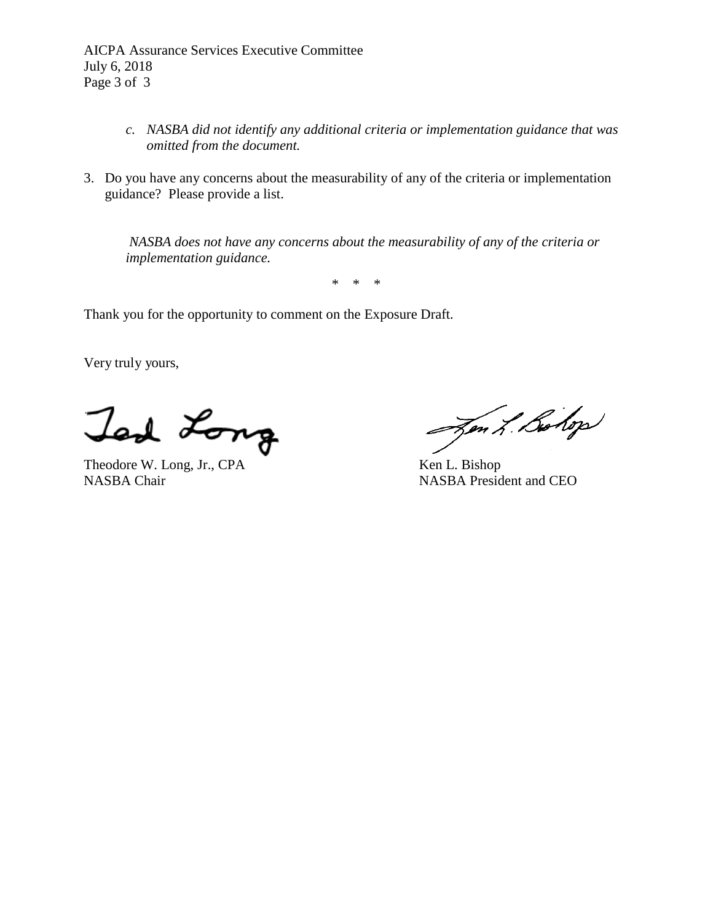*c. NASBA did not identify any additional criteria or implementation guidance that was omitted from the document.*

3. Do you have any concerns about the measurability of any of the criteria or implementation guidance? Please provide a list.

   *NASBA does not have any concerns about the measurability of any of the criteria or implementation guidance.*

\* \* \*

Thank you for the opportunity to comment on the Exposure Draft.

Very truly yours,

Theodore W. Long, Jr., CPA
NASBA Chair

Ken L. Bishop
NASBA President and CEO